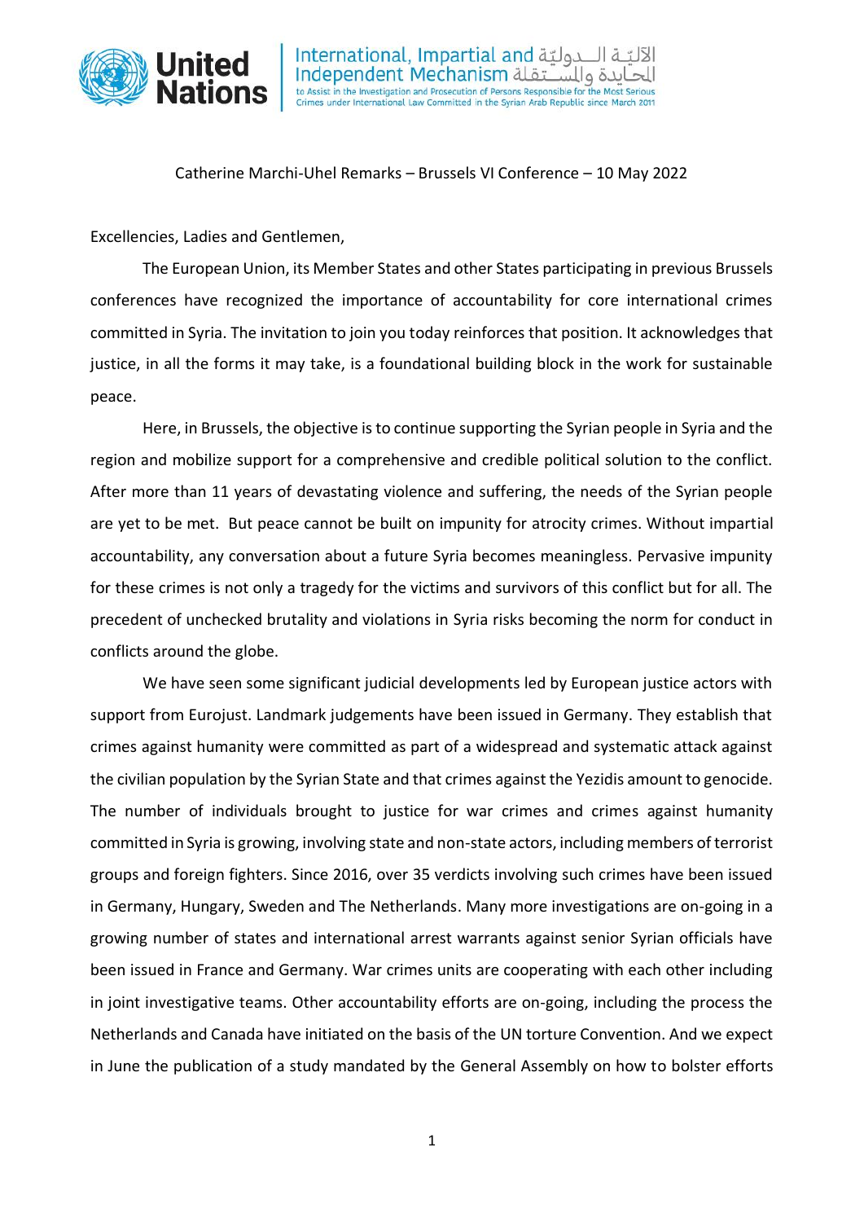Catherine Marchi-Uhel Remarks – Brussels VI Conference – 10 May 2022

Excellencies, Ladies and Gentlemen,

The European Union, its Member States and other States participating in previous Brussels conferences have recognized the importance of accountability for core international crimes committed in Syria. The invitation to join you today reinforces that position. It acknowledges that justice, in all the forms it may take, is a foundational building block in the work for sustainable peace.

Here, in Brussels, the objective is to continue supporting the Syrian people in Syria and the region and mobilize support for a comprehensive and credible political solution to the conflict. After more than 11 years of devastating violence and suffering, the needs of the Syrian people are yet to be met. But peace cannot be built on impunity for atrocity crimes. Without impartial accountability, any conversation about a future Syria becomes meaningless. Pervasive impunity for these crimes is not only a tragedy for the victims and survivors of this conflict but for all. The precedent of unchecked brutality and violations in Syria risks becoming the norm for conduct in conflicts around the globe.

We have seen some significant judicial developments led by European justice actors with support from Eurojust. Landmark judgements have been issued in Germany. They establish that crimes against humanity were committed as part of a widespread and systematic attack against the civilian population by the Syrian State and that crimes against the Yezidis amount to genocide. The number of individuals brought to justice for war crimes and crimes against humanity committed in Syria is growing, involving state and non-state actors, including members of terrorist groups and foreign fighters. Since 2016, over 35 verdicts involving such crimes have been issued in Germany, Hungary, Sweden and The Netherlands. Many more investigations are on-going in a growing number of states and international arrest warrants against senior Syrian officials have been issued in France and Germany. War crimes units are cooperating with each other including in joint investigative teams. Other accountability efforts are on-going, including the process the Netherlands and Canada have initiated on the basis of the UN torture Convention. And we expect in June the publication of a study mandated by the General Assembly on how to bolster efforts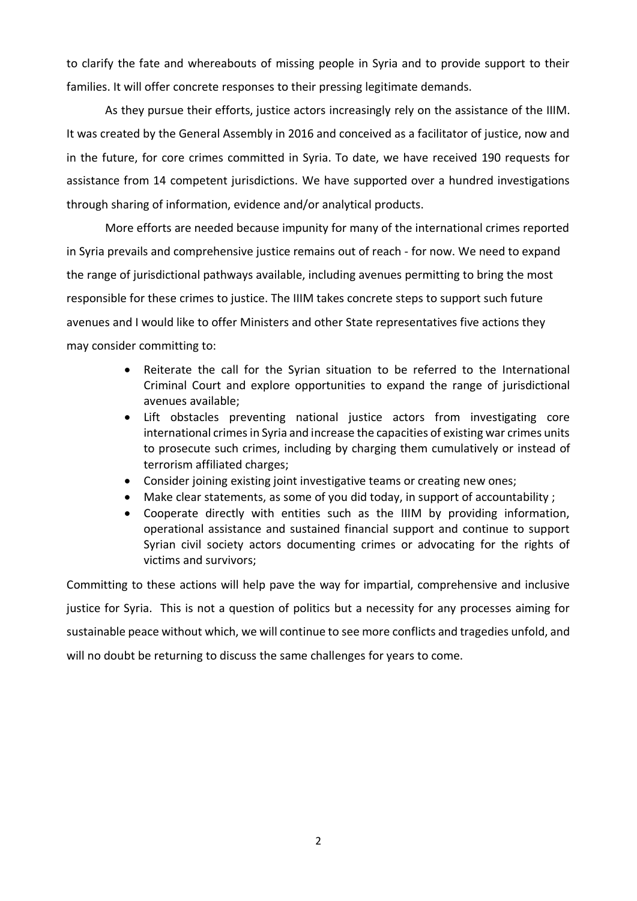to clarify the fate and whereabouts of missing people in Syria and to provide support to their families. It will offer concrete responses to their pressing legitimate demands.

As they pursue their efforts, justice actors increasingly rely on the assistance of the IIIM. It was created by the General Assembly in 2016 and conceived as a facilitator of justice, now and in the future, for core crimes committed in Syria. To date, we have received 190 requests for assistance from 14 competent jurisdictions. We have supported over a hundred investigations through sharing of information, evidence and/or analytical products.

More efforts are needed because impunity for many of the international crimes reported in Syria prevails and comprehensive justice remains out of reach - for now. We need to expand the range of jurisdictional pathways available, including avenues permitting to bring the most responsible for these crimes to justice. The IIIM takes concrete steps to support such future avenues and I would like to offer Ministers and other State representatives five actions they may consider committing to:

- Reiterate the call for the Syrian situation to be referred to the International Criminal Court and explore opportunities to expand the range of jurisdictional avenues available;
- Lift obstacles preventing national justice actors from investigating core international crimes in Syria and increase the capacities of existing war crimes units to prosecute such crimes, including by charging them cumulatively or instead of terrorism affiliated charges;
- Consider joining existing joint investigative teams or creating new ones;
- Make clear statements, as some of you did today, in support of accountability ;
- Cooperate directly with entities such as the IIIM by providing information, operational assistance and sustained financial support and continue to support Syrian civil society actors documenting crimes or advocating for the rights of victims and survivors;

Committing to these actions will help pave the way for impartial, comprehensive and inclusive justice for Syria. This is not a question of politics but a necessity for any processes aiming for sustainable peace without which, we will continue to see more conflicts and tragedies unfold, and will no doubt be returning to discuss the same challenges for years to come.